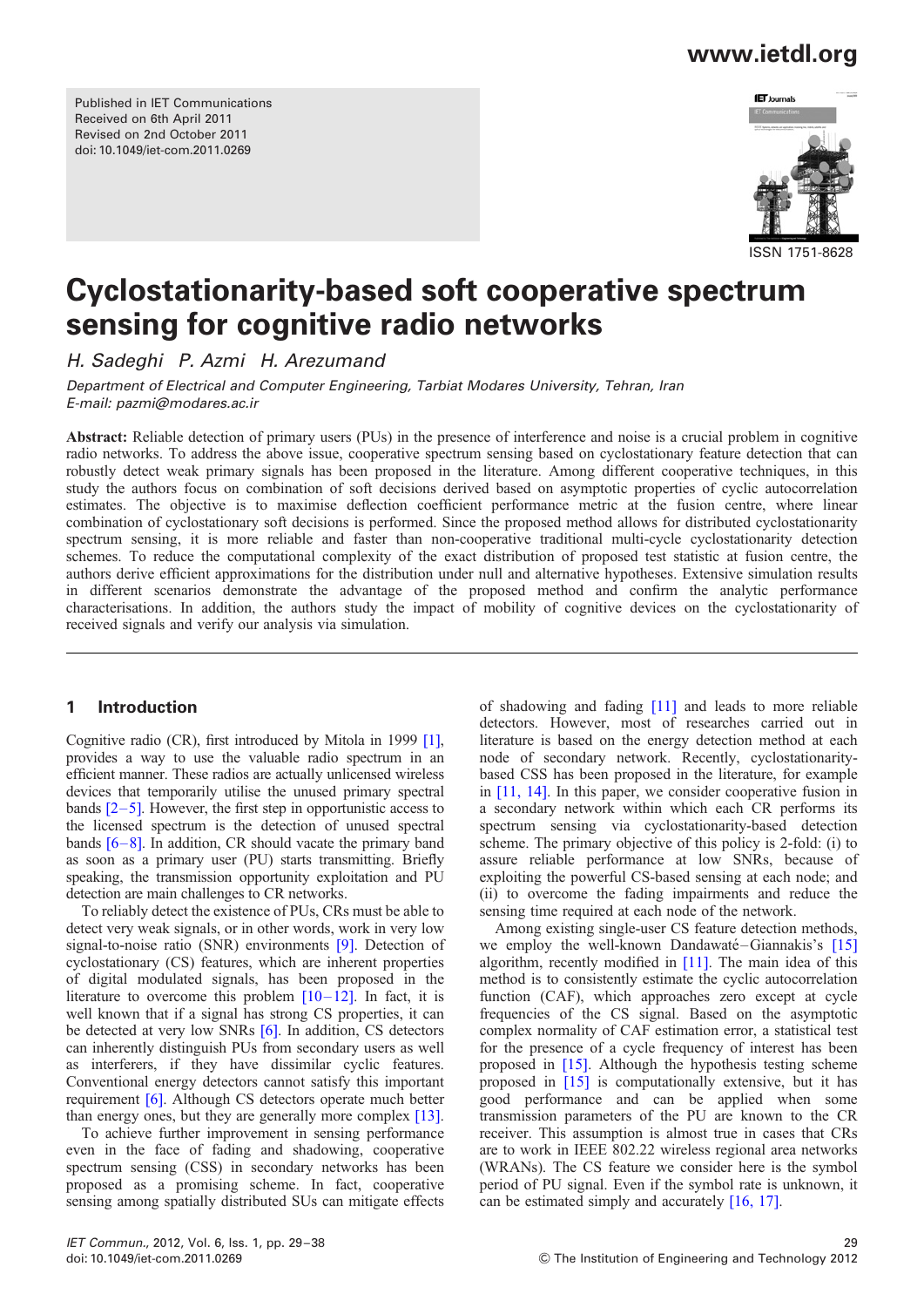Published in IET Communications
Received on 6th April 2011
Revised on 2nd October 2011
doi: 10.1049/iet-com.2011.0269

ISSN 1751-8628

# Cyclostationarity-based soft cooperative spectrum sensing for cognitive radio networks

*H. Sadeghi P. Azmi H. Arezumand*

*Department of Electrical and Computer Engineering, Tarbiat Modares University, Tehran, Iran*
*E-mail: pazmi@modares.ac.ir*

**Abstract:** Reliable detection of primary users (PUs) in the presence of interference and noise is a crucial problem in cognitive radio networks. To address the above issue, cooperative spectrum sensing based on cyclostationary feature detection that can robustly detect weak primary signals has been proposed in the literature. Among different cooperative techniques, in this study the authors focus on combination of soft decisions derived based on asymptotic properties of cyclic autocorrelation estimates. The objective is to maximise deflection coefficient performance metric at the fusion centre, where linear combination of cyclostationary soft decisions is performed. Since the proposed method allows for distributed cyclostationarity spectrum sensing, it is more reliable and faster than non-cooperative traditional multi-cycle cyclostationarity detection schemes. To reduce the computational complexity of the exact distribution of proposed test statistic at fusion centre, the authors derive efficient approximations for the distribution under null and alternative hypotheses. Extensive simulation results in different scenarios demonstrate the advantage of the proposed method and confirm the analytic performance characterisations. In addition, the authors study the impact of mobility of cognitive devices on the cyclostationarity of received signals and verify our analysis via simulation.

## 1 Introduction

Cognitive radio (CR), first introduced by Mitola in 1999 [1], provides a way to use the valuable radio spectrum in an efficient manner. These radios are actually unlicensed wireless devices that temporarily utilise the unused primary spectral bands [2–5]. However, the first step in opportunistic access to the licensed spectrum is the detection of unused spectral bands [6–8]. In addition, CR should vacate the primary band as soon as a primary user (PU) starts transmitting. Briefly speaking, the transmission opportunity exploitation and PU detection are main challenges to CR networks.

To reliably detect the existence of PUs, CRs must be able to detect very weak signals, or in other words, work in very low signal-to-noise ratio (SNR) environments [9]. Detection of cyclostationary (CS) features, which are inherent properties of digital modulated signals, has been proposed in the literature to overcome this problem [10–12]. In fact, it is well known that if a signal has strong CS properties, it can be detected at very low SNRs [6]. In addition, CS detectors can inherently distinguish PUs from secondary users as well as interferers, if they have dissimilar cyclic features. Conventional energy detectors cannot satisfy this important requirement [6]. Although CS detectors operate much better than energy ones, but they are generally more complex [13].

To achieve further improvement in sensing performance even in the face of fading and shadowing, cooperative spectrum sensing (CSS) in secondary networks has been proposed as a promising scheme. In fact, cooperative sensing among spatially distributed SUs can mitigate effects of shadowing and fading [11] and leads to more reliable detectors. However, most of researches carried out in literature is based on the energy detection method at each node of secondary network. Recently, cyclostationarity-based CSS has been proposed in the literature, for example in [11, 14]. In this paper, we consider cooperative fusion in a secondary network within which each CR performs its spectrum sensing via cyclostationarity-based detection scheme. The primary objective of this policy is 2-fold: (i) to assure reliable performance at low SNRs, because of exploiting the powerful CS-based sensing at each node; and (ii) to overcome the fading impairments and reduce the sensing time required at each node of the network.

Among existing single-user CS feature detection methods, we employ the well-known Dandawaté–Giannakis's [15] algorithm, recently modified in [11]. The main idea of this method is to consistently estimate the cyclic autocorrelation function (CAF), which approaches zero except at cycle frequencies of the CS signal. Based on the asymptotic complex normality of CAF estimation error, a statistical test for the presence of a cycle frequency of interest has been proposed in [15]. Although the hypothesis testing scheme proposed in [15] is computationally extensive, but it has good performance and can be applied when some transmission parameters of the PU are known to the CR receiver. This assumption is almost true in cases that CRs are to work in IEEE 802.22 wireless regional area networks (WRANs). The CS feature we consider here is the symbol period of PU signal. Even if the symbol rate is unknown, it can be estimated simply and accurately [16, 17].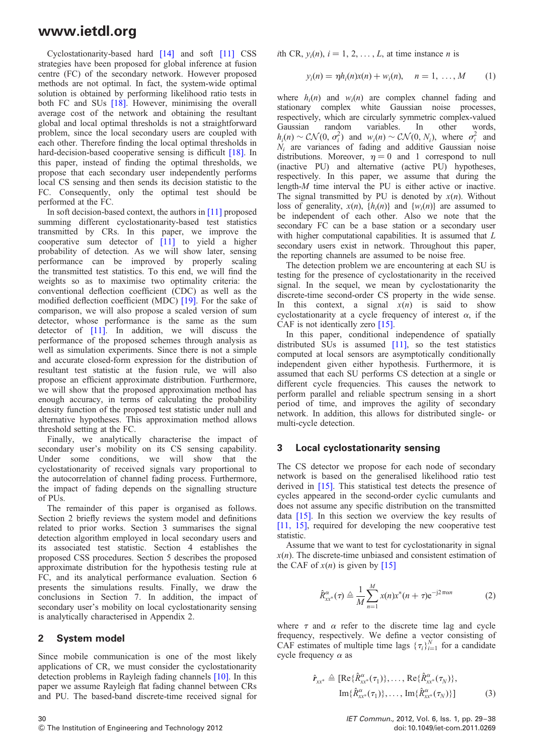Cyclostationarity-based hard [14] and soft [11] CSS strategies have been proposed for global inference at fusion centre (FC) of the secondary network. However proposed methods are not optimal. In fact, the system-wide optimal solution is obtained by performing likelihood ratio tests in both FC and SUs [18]. However, minimising the overall average cost of the network and obtaining the resultant global and local optimal thresholds is not a straightforward problem, since the local secondary users are coupled with each other. Therefore finding the local optimal thresholds in hard-decision-based cooperative sensing is difficult [18]. In this paper, instead of finding the optimal thresholds, we propose that each secondary user independently performs local CS sensing and then sends its decision statistic to the FC. Consequently, only the optimal test should be performed at the FC.

In soft decision-based context, the authors in [11] proposed summing different cyclostationarity-based test statistics transmitted by CRs. In this paper, we improve the cooperative sum detector of [11] to yield a higher probability of detection. As we will show later, sensing performance can be improved by properly scaling the transmitted test statistics. To this end, we will find the weights so as to maximise two optimality criteria: the conventional deflection coefficient (CDC) as well as the modified deflection coefficient (MDC) [19]. For the sake of comparison, we will also propose a scaled version of sum detector, whose performance is the same as the sum detector of [11]. In addition, we will discuss the performance of the proposed schemes through analysis as well as simulation experiments. Since there is not a simple and accurate closed-form expression for the distribution of resultant test statistic at the fusion rule, we will also propose an efficient approximate distribution. Furthermore, we will show that the proposed approximation method has enough accuracy, in terms of calculating the probability density function of the proposed test statistic under null and alternative hypotheses. This approximation method allows threshold setting at the FC.

Finally, we analytically characterise the impact of secondary user's mobility on its CS sensing capability. Under some conditions, we will show that the cyclostationarity of received signals vary proportional to the autocorrelation of channel fading process. Furthermore, the impact of fading depends on the signalling structure of PUs.

The remainder of this paper is organised as follows. Section 2 briefly reviews the system model and definitions related to prior works. Section 3 summarises the signal detection algorithm employed in local secondary users and its associated test statistic. Section 4 establishes the proposed CSS procedures. Section 5 describes the proposed approximate distribution for the hypothesis testing rule at FC, and its analytical performance evaluation. Section 6 presents the simulations results. Finally, we draw the conclusions in Section 7. In addition, the impact of secondary user's mobility on local cyclostationarity sensing is analytically characterised in Appendix 2.

## 2 System model

Since mobile communication is one of the most likely applications of CR, we must consider the cyclostationarity detection problems in Rayleigh fading channels [10]. In this paper we assume Rayleigh flat fading channel between CRs and PU. The based-band discrete-time received signal for $i$th CR, $y_i(n)$, $i = 1, 2, \ldots, L$, at time instance $n$ is

$$y_i(n) = \eta h_i(n)x(n) + w_i(n), \quad n = 1, \ldots, M \tag{1}$$

where $h_i(n)$ and $w_i(n)$ are complex channel fading and stationary complex white Gaussian noise processes, respectively, which are circularly symmetric complex-valued Gaussian random variables. In other words, $h_i(n) \sim \mathcal{CN}(0, \sigma_i^2)$ and $w_i(n) \sim \mathcal{CN}(0, N_i)$, where $\sigma_i^2$ and $N_i$ are variances of fading and additive Gaussian noise distributions. Moreover, $\eta = 0$ and 1 correspond to null (inactive PU) and alternative (active PU) hypotheses, respectively. In this paper, we assume that during the length-$M$ time interval the PU is either active or inactive. The signal transmitted by PU is denoted by $x(n)$. Without loss of generality, $x(n)$, $\{h_i(n)\}$ and $\{w_i(n)\}$ are assumed to be independent of each other. Also we note that the secondary FC can be a base station or a secondary user with higher computational capabilities. It is assumed that $L$ secondary users exist in network. Throughout this paper, the reporting channels are assumed to be noise free.

The detection problem we are encountering at each SU is testing for the presence of cyclostationarity in the received signal. In the sequel, we mean by cyclostationarity the discrete-time second-order CS property in the wide sense. In this context, a signal $x(n)$ is said to show cyclostationarity at a cycle frequency of interest $\alpha$, if the CAF is not identically zero [15].

In this paper, conditional independence of spatially distributed SUs is assumed [11], so the test statistics computed at local sensors are asymptotically conditionally independent given either hypothesis. Furthermore, it is assumed that each SU performs CS detection at a single or different cycle frequencies. This causes the network to perform parallel and reliable spectrum sensing in a short period of time, and improves the agility of secondary network. In addition, this allows for distributed single- or multi-cycle detection.

## 3 Local cyclostationarity sensing

The CS detector we propose for each node of secondary network is based on the generalised likelihood ratio test derived in [15]. This statistical test detects the presence of cycles appeared in the second-order cyclic cumulants and does not assume any specific distribution on the transmitted data [15]. In this section we overview the key results of [11, 15], required for developing the new cooperative test statistic.

Assume that we want to test for cyclostationarity in signal $x(n)$. The discrete-time unbiased and consistent estimation of the CAF of $x(n)$ is given by [15]

$$\hat{R}^{\alpha}_{xx^*}(\tau) \triangleq \frac{1}{M}\sum_{n=1}^{M} x(n)x^*(n+\tau)\mathrm{e}^{-\mathrm{j}2\pi\alpha n} \tag{2}$$

where $\tau$ and $\alpha$ refer to the discrete time lag and cycle frequency, respectively. We define a vector consisting of CAF estimates of multiple time lags $\{\tau_i\}_{i=1}^{N}$ for a candidate cycle frequency $\alpha$ as

$$\begin{aligned}\hat{\mathbf{r}}_{xx^*} \triangleq [&\mathrm{Re}\{\hat{R}^{\alpha}_{xx^*}(\tau_1)\}, \ldots, \mathrm{Re}\{\hat{R}^{\alpha}_{xx^*}(\tau_N)\},\\ &\mathrm{Im}\{\hat{R}^{\alpha}_{xx^*}(\tau_1)\}, \ldots, \mathrm{Im}\{\hat{R}^{\alpha}_{xx^*}(\tau_N)\}]\end{aligned} \tag{3}$$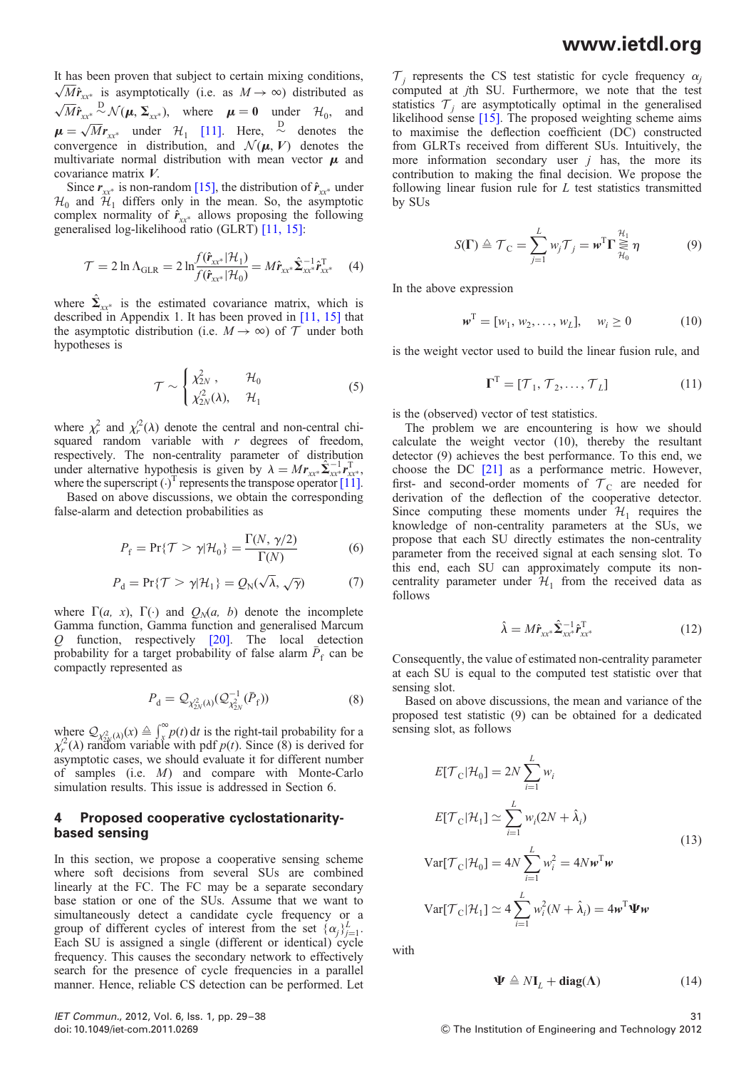It has been proven that subject to certain mixing conditions, $\sqrt{M}\hat{\boldsymbol{r}}_{xx^*}$ is asymptotically (i.e. as $M \to \infty$) distributed as $\sqrt{M}\hat{\boldsymbol{r}}_{xx^*} \overset{\mathrm{D}}{\sim} \mathcal{N}(\boldsymbol{\mu}, \boldsymbol{\Sigma}_{xx^*})$, where $\boldsymbol{\mu} = \boldsymbol{0}$ under $\mathcal{H}_0$, and $\boldsymbol{\mu} = \sqrt{M}\boldsymbol{r}_{xx^*}$ under $\mathcal{H}_1$ [11]. Here, $\overset{\mathrm{D}}{\sim}$ denotes the convergence in distribution, and $\mathcal{N}(\boldsymbol{\mu}, \boldsymbol{V})$ denotes the multivariate normal distribution with mean vector $\boldsymbol{\mu}$ and covariance matrix $\boldsymbol{V}$.

Since $\boldsymbol{r}_{xx^*}$ is non-random [15], the distribution of $\hat{\boldsymbol{r}}_{xx^*}$ under $\mathcal{H}_0$ and $\mathcal{H}_1$ differs only in the mean. So, the asymptotic complex normality of $\hat{\boldsymbol{r}}_{xx^*}$ allows proposing the following generalised log-likelihood ratio (GLRT) [11, 15]:

$$\mathcal{T} = 2\ln\Lambda_{\mathrm{GLR}} = 2\ln\frac{f(\hat{\boldsymbol{r}}_{xx^*}|\mathcal{H}_1)}{f(\hat{\boldsymbol{r}}_{xx^*}|\mathcal{H}_0)} = M\hat{\boldsymbol{r}}_{xx^*}\hat{\boldsymbol{\Sigma}}_{xx^*}^{-1}\hat{\boldsymbol{r}}_{xx^*}^{\mathrm{T}} \tag{4}$$

where $\hat{\boldsymbol{\Sigma}}_{xx^*}$ is the estimated covariance matrix, which is described in Appendix 1. It has been proved in [11, 15] that the asymptotic distribution (i.e. $M \to \infty$) of $\mathcal{T}$ under both hypotheses is

$$\mathcal{T} \sim \begin{cases} \chi_{2N}^2, & \mathcal{H}_0 \\ \chi_{2N}'^2(\lambda), & \mathcal{H}_1 \end{cases} \tag{5}$$

where $\chi_r^2$ and $\chi_r'^2(\lambda)$ denote the central and non-central chi-squared random variable with $r$ degrees of freedom, respectively. The non-centrality parameter of distribution under alternative hypothesis is given by $\lambda = M\boldsymbol{r}_{xx^*}\hat{\boldsymbol{\Sigma}}_{xx^*}^{-1}\boldsymbol{r}_{xx^*}^{\mathrm{T}}$, where the superscript $(\cdot)^{\mathrm{T}}$ represents the transpose operator [11].

Based on above discussions, we obtain the corresponding false-alarm and detection probabilities as

$$P_{\mathrm{f}} = \Pr\{\mathcal{T} > \gamma|\mathcal{H}_0\} = \frac{\Gamma(N, \gamma/2)}{\Gamma(N)} \tag{6}$$

$$P_{\mathrm{d}} = \Pr\{\mathcal{T} > \gamma|\mathcal{H}_1\} = \mathcal{Q}_N(\sqrt{\lambda}, \sqrt{\gamma}) \tag{7}$$

where $\Gamma(a, x)$, $\Gamma(\cdot)$ and $Q_N(a, b)$ denote the incomplete Gamma function, Gamma function and generalised Marcum $Q$ function, respectively [20]. The local detection probability for a target probability of false alarm $\bar{P}_{\mathrm{f}}$ can be compactly represented as

$$P_{\mathrm{d}} = \mathcal{Q}_{\chi_{2N}'^2(\lambda)}(\mathcal{Q}_{\chi_{2N}^2}^{-1}(\bar{P}_{\mathrm{f}})) \tag{8}$$

where $\mathcal{Q}_{\chi_r'^2(\lambda)}(x) \triangleq \int_x^{\infty} p(t)\,\mathrm{d}t$ is the right-tail probability for a $\chi_r'^2(\lambda)$ random variable with pdf $p(t)$. Since (8) is derived for asymptotic cases, we should evaluate it for different number of samples (i.e. $M$) and compare with Monte-Carlo simulation results. This issue is addressed in Section 6.

## 4 Proposed cooperative cyclostationarity-based sensing

In this section, we propose a cooperative sensing scheme where soft decisions from several SUs are combined linearly at the FC. The FC may be a separate secondary base station or one of the SUs. Assume that we want to simultaneously detect a candidate cycle frequency or a group of different cycles of interest from the set $\{\alpha_j\}_{j=1}^{L}$. Each SU is assigned a single (different or identical) cycle frequency. This causes the secondary network to effectively search for the presence of cycle frequencies in a parallel manner. Hence, reliable CS detection can be performed. Let $\mathcal{T}_j$ represents the CS test statistic for cycle frequency $\alpha_j$ computed at $j$th SU. Furthermore, we note that the test statistics $\mathcal{T}_j$ are asymptotically optimal in the generalised likelihood sense [15]. The proposed weighting scheme aims to maximise the deflection coefficient (DC) constructed from GLRTs received from different SUs. Intuitively, the more information secondary user $j$ has, the more its contribution to making the final decision. We propose the following linear fusion rule for $L$ test statistics transmitted by SUs

$$S(\boldsymbol{\Gamma}) \triangleq \mathcal{T}_{\mathrm{C}} = \sum_{j=1}^{L} w_j\mathcal{T}_j = \boldsymbol{w}^{\mathrm{T}}\boldsymbol{\Gamma} \underset{\mathcal{H}_0}{\overset{\mathcal{H}_1}{\gtreqless}} \eta \tag{9}$$

In the above expression

$$\boldsymbol{w}^{\mathrm{T}} = [w_1, w_2, \ldots, w_L], \quad w_i \geq 0 \tag{10}$$

is the weight vector used to build the linear fusion rule, and

$$\boldsymbol{\Gamma}^{\mathrm{T}} = [\mathcal{T}_1, \mathcal{T}_2, \ldots, \mathcal{T}_L] \tag{11}$$

is the (observed) vector of test statistics.

The problem we are encountering is how we should calculate the weight vector (10), thereby the resultant detector (9) achieves the best performance. To this end, we choose the DC [21] as a performance metric. However, first- and second-order moments of $\mathcal{T}_{\mathrm{C}}$ are needed for derivation of the deflection of the cooperative detector. Since computing these moments under $\mathcal{H}_1$ requires the knowledge of non-centrality parameters at the SUs, we propose that each SU directly estimates the non-centrality parameter from the received signal at each sensing slot. To this end, each SU can approximately compute its non-centrality parameter under $\mathcal{H}_1$ from the received data as follows

$$\hat{\lambda} = M\hat{\boldsymbol{r}}_{xx^*}\hat{\boldsymbol{\Sigma}}_{xx^*}^{-1}\hat{\boldsymbol{r}}_{xx^*}^{\mathrm{T}} \tag{12}$$

Consequently, the value of estimated non-centrality parameter at each SU is equal to the computed test statistic over that sensing slot.

Based on above discussions, the mean and variance of the proposed test statistic (9) can be obtained for a dedicated sensing slot, as follows

$$\begin{aligned} E[\mathcal{T}_{\mathrm{C}}|\mathcal{H}_0] &= 2N\sum_{i=1}^{L} w_i \\ E[\mathcal{T}_{\mathrm{C}}|\mathcal{H}_1] &\simeq \sum_{i=1}^{L} w_i(2N + \hat{\lambda}_i) \\ \mathrm{Var}[\mathcal{T}_{\mathrm{C}}|\mathcal{H}_0] &= 4N\sum_{i=1}^{L} w_i^2 = 4N\boldsymbol{w}^{\mathrm{T}}\boldsymbol{w} \\ \mathrm{Var}[\mathcal{T}_{\mathrm{C}}|\mathcal{H}_1] &\simeq 4\sum_{i=1}^{L} w_i^2(N + \hat{\lambda}_i) = 4\boldsymbol{w}^{\mathrm{T}}\boldsymbol{\Psi}\boldsymbol{w} \end{aligned} \tag{13}$$

with

$$\boldsymbol{\Psi} \triangleq N\mathbf{I}_L + \mathbf{diag}(\boldsymbol{\Lambda}) \tag{14}$$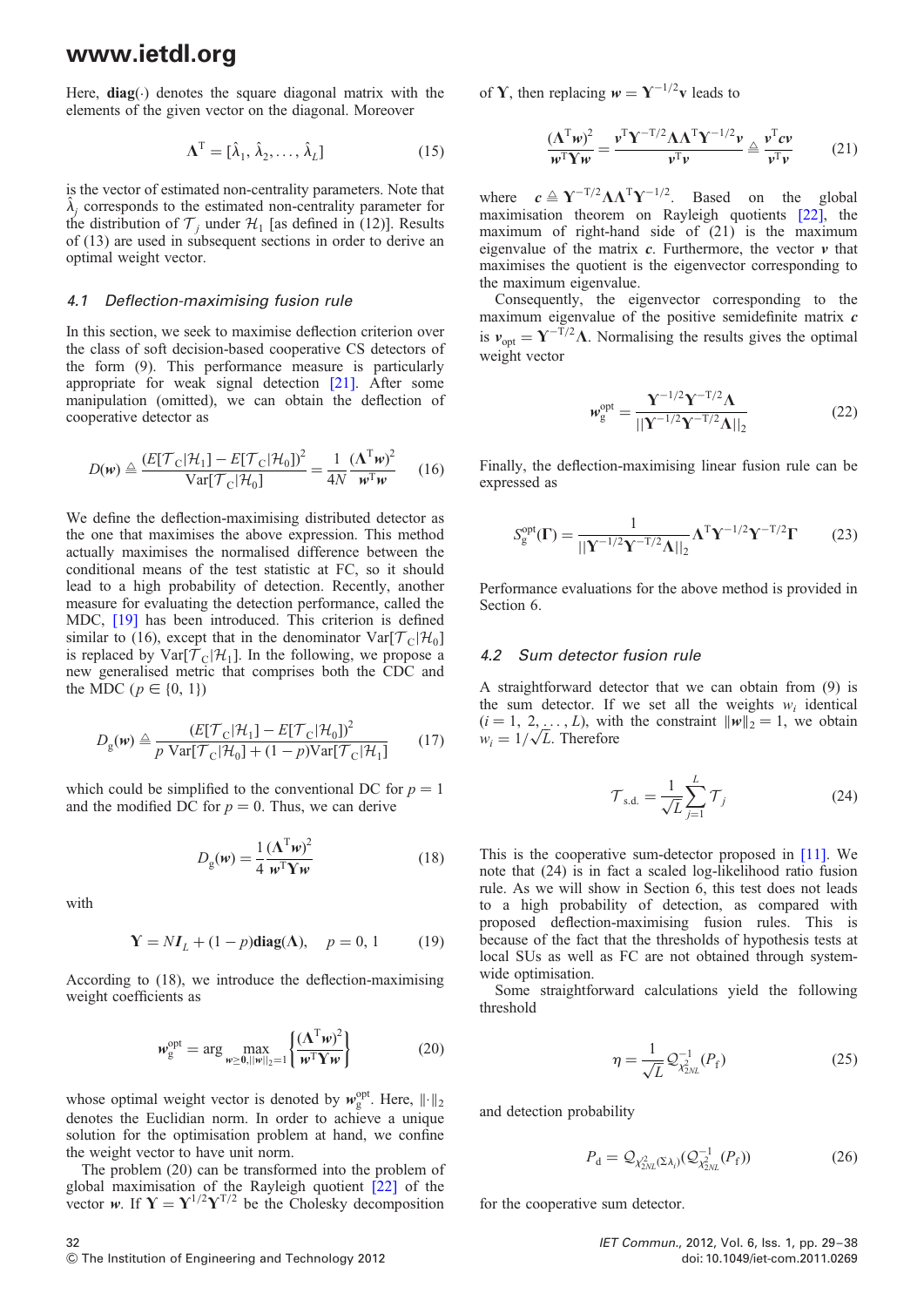Here, $\mathbf{diag}(\cdot)$ denotes the square diagonal matrix with the elements of the given vector on the diagonal. Moreover

$$\boldsymbol{\Lambda}^{\mathrm{T}} = [\hat{\lambda}_1, \hat{\lambda}_2, \ldots, \hat{\lambda}_L] \tag{15}$$

is the vector of estimated non-centrality parameters. Note that $\hat{\lambda}_j$ corresponds to the estimated non-centrality parameter for the distribution of $\mathcal{T}_j$ under $\mathcal{H}_1$ [as defined in (12)]. Results of (13) are used in subsequent sections in order to derive an optimal weight vector.

### 4.1 Deflection-maximising fusion rule

In this section, we seek to maximise deflection criterion over the class of soft decision-based cooperative CS detectors of the form (9). This performance measure is particularly appropriate for weak signal detection [21]. After some manipulation (omitted), we can obtain the deflection of cooperative detector as

$$D(\boldsymbol{w}) \triangleq \frac{(E[\mathcal{T}_{\mathrm{C}}|\mathcal{H}_1] - E[\mathcal{T}_{\mathrm{C}}|\mathcal{H}_0])^2}{\mathrm{Var}[\mathcal{T}_{\mathrm{C}}|\mathcal{H}_0]} = \frac{1}{4N}\frac{(\boldsymbol{\Lambda}^{\mathrm{T}}\boldsymbol{w})^2}{\boldsymbol{w}^{\mathrm{T}}\boldsymbol{w}} \tag{16}$$

We define the deflection-maximising distributed detector as the one that maximises the above expression. This method actually maximises the normalised difference between the conditional means of the test statistic at FC, so it should lead to a high probability of detection. Recently, another measure for evaluating the detection performance, called the MDC, [19] has been introduced. This criterion is defined similar to (16), except that in the denominator $\mathrm{Var}[\mathcal{T}_{\mathrm{C}}|\mathcal{H}_0]$ is replaced by $\mathrm{Var}[\mathcal{T}_{\mathrm{C}}|\mathcal{H}_1]$. In the following, we propose a new generalised metric that comprises both the CDC and the MDC ($p \in \{0, 1\}$)

$$D_{\mathrm{g}}(\boldsymbol{w}) \triangleq \frac{(E[\mathcal{T}_{\mathrm{C}}|\mathcal{H}_1] - E[\mathcal{T}_{\mathrm{C}}|\mathcal{H}_0])^2}{p\,\mathrm{Var}[\mathcal{T}_{\mathrm{C}}|\mathcal{H}_0] + (1-p)\mathrm{Var}[\mathcal{T}_{\mathrm{C}}|\mathcal{H}_1]} \tag{17}$$

which could be simplified to the conventional DC for $p = 1$ and the modified DC for $p = 0$. Thus, we can derive

$$D_{\mathrm{g}}(\boldsymbol{w}) = \frac{1}{4}\frac{(\boldsymbol{\Lambda}^{\mathrm{T}}\boldsymbol{w})^2}{\boldsymbol{w}^{\mathrm{T}}\boldsymbol{\Upsilon}\boldsymbol{w}} \tag{18}$$

with

$$\boldsymbol{\Upsilon} = N\boldsymbol{I}_L + (1-p)\mathbf{diag}(\boldsymbol{\Lambda}), \quad p = 0, 1 \tag{19}$$

According to (18), we introduce the deflection-maximising weight coefficients as

$$\boldsymbol{w}_{\mathrm{g}}^{\mathrm{opt}} = \arg\max_{\boldsymbol{w}\geq \mathbf{0}, \|\boldsymbol{w}\|_2 = 1}\left\{\frac{(\boldsymbol{\Lambda}^{\mathrm{T}}\boldsymbol{w})^2}{\boldsymbol{w}^{\mathrm{T}}\boldsymbol{\Upsilon}\boldsymbol{w}}\right\} \tag{20}$$

whose optimal weight vector is denoted by $\boldsymbol{w}_{\mathrm{g}}^{\mathrm{opt}}$. Here, $\|\cdot\|_2$ denotes the Euclidian norm. In order to achieve a unique solution for the optimisation problem at hand, we confine the weight vector to have unit norm.

The problem (20) can be transformed into the problem of global maximisation of the Rayleigh quotient [22] of the vector $\boldsymbol{w}$. If $\boldsymbol{\Upsilon} = \boldsymbol{\Upsilon}^{1/2}\boldsymbol{\Upsilon}^{\mathrm{T}/2}$ be the Cholesky decomposition of $\boldsymbol{\Upsilon}$, then replacing $\boldsymbol{w} = \boldsymbol{\Upsilon}^{-1/2}\boldsymbol{v}$ leads to

$$\frac{(\boldsymbol{\Lambda}^{\mathrm{T}}\boldsymbol{w})^2}{\boldsymbol{w}^{\mathrm{T}}\boldsymbol{\Upsilon}\boldsymbol{w}} = \frac{\boldsymbol{v}^{\mathrm{T}}\boldsymbol{\Upsilon}^{-\mathrm{T}/2}\boldsymbol{\Lambda}\boldsymbol{\Lambda}^{\mathrm{T}}\boldsymbol{\Upsilon}^{-1/2}\boldsymbol{v}}{\boldsymbol{v}^{\mathrm{T}}\boldsymbol{v}} \triangleq \frac{\boldsymbol{v}^{\mathrm{T}}\boldsymbol{c}\boldsymbol{v}}{\boldsymbol{v}^{\mathrm{T}}\boldsymbol{v}} \tag{21}$$

where $\boldsymbol{c} \triangleq \boldsymbol{\Upsilon}^{-\mathrm{T}/2}\boldsymbol{\Lambda}\boldsymbol{\Lambda}^{\mathrm{T}}\boldsymbol{\Upsilon}^{-1/2}$. Based on the global maximisation theorem on Rayleigh quotients [22], the maximum of right-hand side of (21) is the maximum eigenvalue of the matrix $\boldsymbol{c}$. Furthermore, the vector $\boldsymbol{v}$ that maximises the quotient is the eigenvector corresponding to the maximum eigenvalue.

Consequently, the eigenvector corresponding to the maximum eigenvalue of the positive semidefinite matrix $\boldsymbol{c}$ is $\boldsymbol{v}_{\mathrm{opt}} = \boldsymbol{\Upsilon}^{-\mathrm{T}/2}\boldsymbol{\Lambda}$. Normalising the results gives the optimal weight vector

$$\boldsymbol{w}_{\mathrm{g}}^{\mathrm{opt}} = \frac{\boldsymbol{\Upsilon}^{-1/2}\boldsymbol{\Upsilon}^{-\mathrm{T}/2}\boldsymbol{\Lambda}}{\|\boldsymbol{\Upsilon}^{-1/2}\boldsymbol{\Upsilon}^{-\mathrm{T}/2}\boldsymbol{\Lambda}\|_2} \tag{22}$$

Finally, the deflection-maximising linear fusion rule can be expressed as

$$S_{\mathrm{g}}^{\mathrm{opt}}(\boldsymbol{\Gamma}) = \frac{1}{\|\boldsymbol{\Upsilon}^{-1/2}\boldsymbol{\Upsilon}^{-\mathrm{T}/2}\boldsymbol{\Lambda}\|_2}\boldsymbol{\Lambda}^{\mathrm{T}}\boldsymbol{\Upsilon}^{-1/2}\boldsymbol{\Upsilon}^{-\mathrm{T}/2}\boldsymbol{\Gamma} \tag{23}$$

Performance evaluations for the above method is provided in Section 6.

### 4.2 Sum detector fusion rule

A straightforward detector that we can obtain from (9) is the sum detector. If we set all the weights $w_i$ identical ($i = 1, 2, \ldots, L$), with the constraint $\|\boldsymbol{w}\|_2 = 1$, we obtain $w_i = 1/\sqrt{L}$. Therefore

$$\mathcal{T}_{\mathrm{s.d.}} = \frac{1}{\sqrt{L}}\sum_{j=1}^{L}\mathcal{T}_j \tag{24}$$

This is the cooperative sum-detector proposed in [11]. We note that (24) is in fact a scaled log-likelihood ratio fusion rule. As we will show in Section 6, this test does not leads to a high probability of detection, as compared with proposed deflection-maximising fusion rules. This is because of the fact that the thresholds of hypothesis tests at local SUs as well as FC are not obtained through system-wide optimisation.

Some straightforward calculations yield the following threshold

$$\eta = \frac{1}{\sqrt{L}}\mathcal{Q}_{\chi^2_{2NL}}^{-1}(P_{\mathrm{f}}) \tag{25}$$

and detection probability

$$P_{\mathrm{d}} = \mathcal{Q}_{\chi^2_{2NL}(\Sigma\lambda_i)}(\mathcal{Q}_{\chi^2_{2NL}}^{-1}(P_{\mathrm{f}})) \tag{26}$$

for the cooperative sum detector.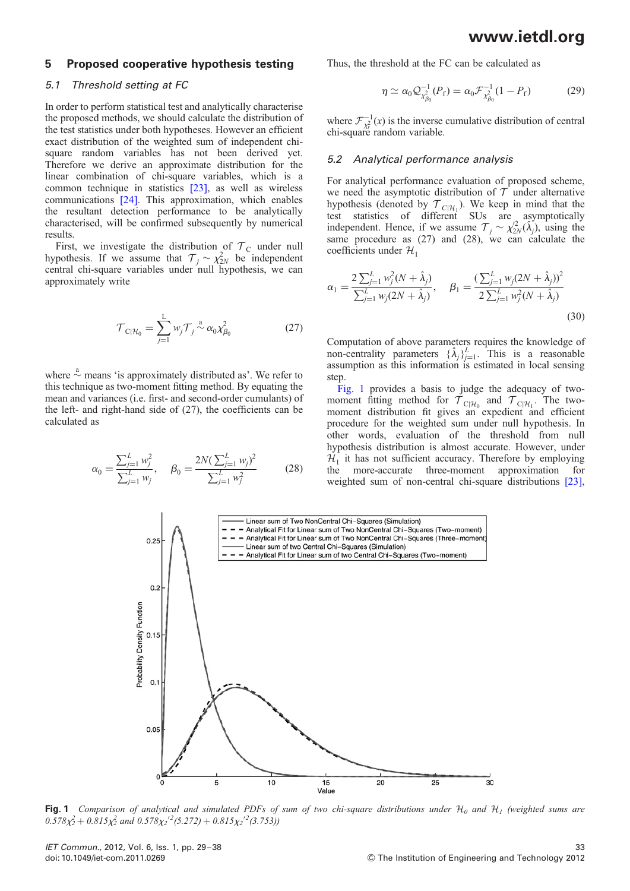## 5 Proposed cooperative hypothesis testing

### 5.1 Threshold setting at FC

In order to perform statistical test and analytically characterise the proposed methods, we should calculate the distribution of the test statistics under both hypotheses. However an efficient exact distribution of the weighted sum of independent chi-square random variables has not been derived yet. Therefore we derive an approximate distribution for the linear combination of chi-square variables, which is a common technique in statistics [23], as well as wireless communications [24]. This approximation, which enables the resultant detection performance to be analytically characterised, will be confirmed subsequently by numerical results.

First, we investigate the distribution of $\mathcal{T}_{\mathrm{C}}$ under null hypothesis. If we assume that $\mathcal{T}_j \sim \chi^2_{2N}$ be independent central chi-square variables under null hypothesis, we can approximately write

$$\mathcal{T}_{\mathrm{C}|\mathcal{H}_0} = \sum_{j=1}^{L} w_j \mathcal{T}_j \overset{\mathrm{a}}{\sim} \alpha_0 \chi^2_{\beta_0} \tag{27}$$

where $\overset{\mathrm{a}}{\sim}$ means 'is approximately distributed as'. We refer to this technique as two-moment fitting method. By equating the mean and variances (i.e. first- and second-order cumulants) of the left- and right-hand side of (27), the coefficients can be calculated as

$$\alpha_0 = \frac{\sum_{j=1}^{L} w_j^2}{\sum_{j=1}^{L} w_j}, \quad \beta_0 = \frac{2N(\sum_{j=1}^{L} w_j)^2}{\sum_{j=1}^{L} w_j^2} \tag{28}$$

Thus, the threshold at the FC can be calculated as

$$\eta \simeq \alpha_0 \mathcal{Q}^{-1}_{\chi^2_{\beta_0}}(P_{\mathrm{f}}) = \alpha_0 \mathcal{F}^{-1}_{\chi^2_{\beta_0}}(1 - P_{\mathrm{f}}) \tag{29}$$

where $\mathcal{F}^{-1}_{\chi^2_\kappa}(x)$ is the inverse cumulative distribution of central chi-square random variable.

### 5.2 Analytical performance analysis

For analytical performance evaluation of proposed scheme, we need the asymptotic distribution of $\mathcal{T}$ under alternative hypothesis (denoted by $\mathcal{T}_{C|\mathcal{H}_1}$). We keep in mind that the test statistics of different SUs are asymptotically independent. Hence, if we assume $\mathcal{T}_j \sim \chi'^2_{2N}(\hat{\lambda}_j)$, using the same procedure as (27) and (28), we can calculate the coefficients under $\mathcal{H}_1$

$$\alpha_1 = \frac{2\sum_{j=1}^{L} w_j^2(N + \hat{\lambda}_j)}{\sum_{j=1}^{L} w_j(2N + \hat{\lambda}_j)}, \quad \beta_1 = \frac{(\sum_{j=1}^{L} w_j(2N + \hat{\lambda}_j))^2}{2\sum_{j=1}^{L} w_j^2(N + \hat{\lambda}_j)} \tag{30}$$

Computation of above parameters requires the knowledge of non-centrality parameters $\{\hat{\lambda}_j\}_{j=1}^{L}$. This is a reasonable assumption as this information is estimated in local sensing step.

Fig. 1 provides a basis to judge the adequacy of two-moment fitting method for $\mathcal{T}_{\mathrm{C}|\mathcal{H}_0}$ and $\mathcal{T}_{\mathrm{C}|\mathcal{H}_1}$. The two-moment distribution fit gives an expedient and efficient procedure for the weighted sum under null hypothesis. In other words, evaluation of the threshold from null hypothesis distribution is almost accurate. However, under $\mathcal{H}_1$ it has not sufficient accuracy. Therefore by employing the more-accurate three-moment approximation for weighted sum of non-central chi-square distributions [23],

Linear sum of Two NonCentral Chi-Squares (Simulation)
Analytical Fit for Linear sum of Two NonCentral Chi-Squares (Two-moment)
Analytical Fit for Linear sum of Two NonCentral Chi-Squares (Three-moment)
Linear sum of two Central Chi-Squares (Simulation)
Analytical Fit for Linear sum of two Central Chi-Squares (Two-moment)
Probability Density Function
0 0.05 0.1 0.15 0.2 0.25
0 5 10 15 20 25 30
Value

**Fig. 1** *Comparison of analytical and simulated PDFs of sum of two chi-square distributions under $\mathcal{H}_0$ and $\mathcal{H}_1$ (weighted sums are $0.578\chi^2_2 + 0.815\chi^2_2$ and $0.578\chi_2'^2(5.272) + 0.815\chi_2'^2(3.753)$)*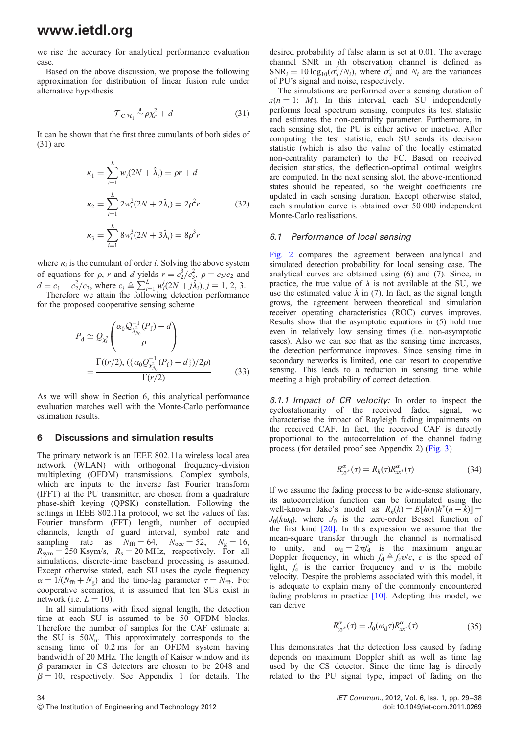we rise the accuracy for analytical performance evaluation case.

Based on the above discussion, we propose the following approximation for distribution of linear fusion rule under alternative hypothesis

$$\mathcal{T}_{\mathrm{C}|\mathcal{H}_1} \overset{\mathrm{a}}{\sim} \rho\chi_r^2 + d \tag{31}$$

It can be shown that the first three cumulants of both sides of (31) are

$$\begin{aligned}
\kappa_1 &= \sum_{i=1}^{L} w_i(2N + \hat{\lambda}_i) = \rho r + d \\
\kappa_2 &= \sum_{i=1}^{L} 2w_i^2(2N + 2\hat{\lambda}_i) = 2\rho^2 r \\
\kappa_3 &= \sum_{i=1}^{L} 8w_i^3(2N + 3\hat{\lambda}_i) = 8\rho^3 r
\end{aligned} \tag{32}$$

where $\kappa_i$ is the cumulant of order $i$. Solving the above system of equations for $\rho$, $r$ and $d$ yields $r = c_2^3/c_3^2$, $\rho = c_3/c_2$ and $d = c_1 - c_2^2/c_3$, where $c_j \triangleq \sum_{i=1}^{L} w_i^j(2N + j\hat{\lambda}_i)$, $j = 1, 2, 3$.

Therefore we attain the following detection performance for the proposed cooperative sensing scheme

$$\begin{aligned}
P_{\mathrm{d}} &\simeq Q_{\chi_r^2}\left(\frac{\alpha_0 Q_{\chi_{\beta_0}^2}^{-1}(P_{\mathrm{f}}) - d}{\rho}\right) \\
&= \frac{\Gamma((r/2), (\{\alpha_0 Q_{\chi_{\beta_0}^2}^{-1}(P_{\mathrm{f}}) - d\})/2\rho)}{\Gamma(r/2)}
\end{aligned} \tag{33}$$

As we will show in Section 6, this analytical performance evaluation matches well with the Monte-Carlo performance estimation results.

## 6 Discussions and simulation results

The primary network is an IEEE 802.11a wireless local area network (WLAN) with orthogonal frequency-division multiplexing (OFDM) transmissions. Complex symbols, which are inputs to the inverse fast Fourier transform (IFFT) at the PU transmitter, are chosen from a quadrature phase-shift keying (QPSK) constellation. Following the settings in IEEE 802.11a protocol, we set the values of fast Fourier transform (FFT) length, number of occupied channels, length of guard interval, symbol rate and sampling rate as $N_{\mathrm{fft}} = 64$, $N_{\mathrm{occ}} = 52$, $N_{\mathrm{g}} = 16$, $R_{\mathrm{sym}} = 250$ Ksym/s, $R_{\mathrm{s}} = 20$ MHz, respectively. For all simulations, discrete-time baseband processing is assumed. Except otherwise stated, each SU uses the cycle frequency $\alpha = 1/(N_{\mathrm{fft}} + N_{\mathrm{g}})$ and the time-lag parameter $\tau = N_{\mathrm{fft}}$. For cooperative scenarios, it is assumed that ten SUs exist in network (i.e. $L = 10$).

In all simulations with fixed signal length, the detection time at each SU is assumed to be 50 OFDM blocks. Therefore the number of samples for the CAF estimate at the SU is $50N_{\mathrm{u}}$. This approximately corresponds to the sensing time of 0.2 ms for an OFDM system having bandwidth of 20 MHz. The length of Kaiser window and its $\beta$ parameter in CS detectors are chosen to be 2048 and $\beta = 10$, respectively. See Appendix 1 for details. The desired probability of false alarm is set at 0.01. The average channel SNR in $i$th observation channel is defined as $\mathrm{SNR}_i = 10\log_{10}(\sigma_x^2/N_i)$, where $\sigma_x^2$ and $N_i$ are the variances of PU's signal and noise, respectively.

The simulations are performed over a sensing duration of $x(n = 1{:}\ M)$. In this interval, each SU independently performs local spectrum sensing, computes its test statistic and estimates the non-centrality parameter. Furthermore, in each sensing slot, the PU is either active or inactive. After computing the test statistic, each SU sends its decision statistic (which is also the value of the locally estimated non-centrality parameter) to the FC. Based on received decision statistics, the deflection-optimal optimal weights are computed. In the next sensing slot, the above-mentioned states should be repeated, so the weight coefficients are updated in each sensing duration. Except otherwise stated, each simulation curve is obtained over 50 000 independent Monte-Carlo realisations.

### 6.1 Performance of local sensing

Fig. 2 compares the agreement between analytical and simulated detection probability for local sensing case. The analytical curves are obtained using (6) and (7). Since, in practice, the true value of $\lambda$ is not available at the SU, we use the estimated value $\hat{\lambda}$ in (7). In fact, as the signal length grows, the agreement between theoretical and simulation receiver operating characteristics (ROC) curves improves. Results show that the asymptotic equations in (5) hold true even in relatively low sensing times (i.e. non-asymptotic cases). Also we can see that as the sensing time increases, the detection performance improves. Since sensing time in secondary networks is limited, one can resort to cooperative sensing. This leads to a reduction in sensing time while meeting a high probability of correct detection.

*6.1.1 Impact of CR velocity:* In order to inspect the cyclostationarity of the received faded signal, we characterise the impact of Rayleigh fading impairments on the received CAF. In fact, the received CAF is directly proportional to the autocorrelation of the channel fading process (for detailed proof see Appendix 2) (Fig. 3)

$$R_{yy^*}^{\alpha}(\tau) = R_h(\tau)R_{xx^*}^{\alpha}(\tau) \tag{34}$$

If we assume the fading process to be wide-sense stationary, its autocorrelation function can be formulated using the well-known Jake's model as $R_h(k) = E[h(n)h^*(n + k)] = J_0(k\omega_{\mathrm{d}})$, where $J_0$ is the zero-order Bessel function of the first kind [20]. In this expression we assume that the mean-square transfer through the channel is normalised to unity, and $\omega_{\mathrm{d}} = 2\pi f_{\mathrm{d}}$ is the maximum angular Doppler frequency, in which $f_{\mathrm{d}} \triangleq f_{\mathrm{c}}\upsilon/c$, $c$ is the speed of light, $f_{\mathrm{c}}$ is the carrier frequency and $\upsilon$ is the mobile velocity. Despite the problems associated with this model, it is adequate to explain many of the commonly encountered fading problems in practice [10]. Adopting this model, we can derive

$$R_{yy^*}^{\alpha}(\tau) = J_0(\omega_{\mathrm{d}}\tau)R_{xx^*}^{\alpha}(\tau) \tag{35}$$

This demonstrates that the detection loss caused by fading depends on maximum Doppler shift as well as time lag used by the CS detector. Since the time lag is directly related to the PU signal type, impact of fading on the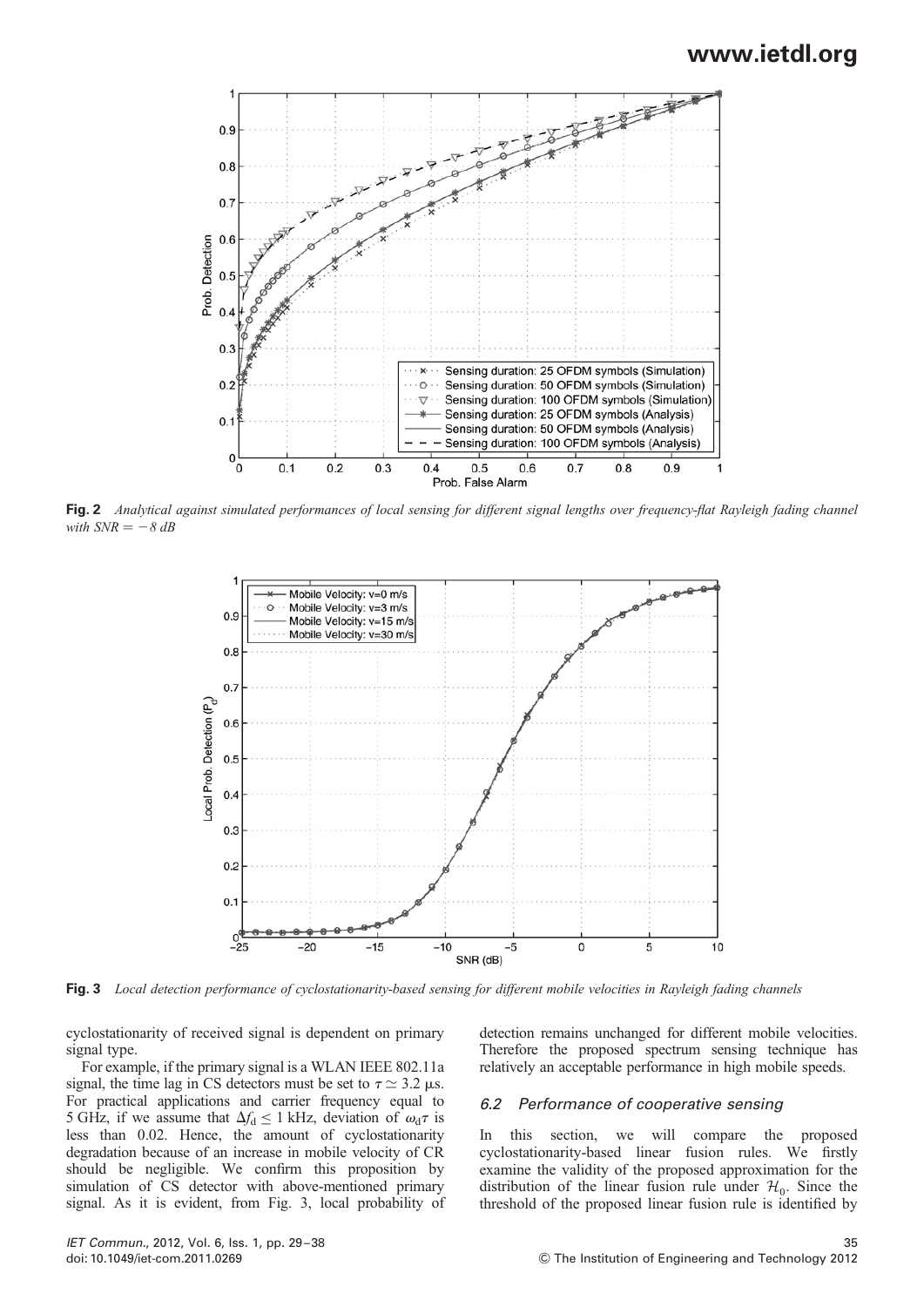Prob. Detection

Prob. False Alarm

0, 0.1, 0.2, 0.3, 0.4, 0.5, 0.6, 0.7, 0.8, 0.9, 1

Sensing duration: 25 OFDM symbols (Simulation)
Sensing duration: 50 OFDM symbols (Simulation)
Sensing duration: 100 OFDM symbols (Simulation)
Sensing duration: 25 OFDM symbols (Analysis)
Sensing duration: 50 OFDM symbols (Analysis)
Sensing duration: 100 OFDM symbols (Analysis)

**Fig. 2** *Analytical against simulated performances of local sensing for different signal lengths over frequency-flat Rayleigh fading channel with SNR = −8 dB*

Local Prob. Detection ($P_d$)

SNR (dB)

−25, −20, −15, −10, −5, 0, 5, 10

Mobile Velocity: v=0 m/s
Mobile Velocity: v=3 m/s
Mobile Velocity: v=15 m/s
Mobile Velocity: v=30 m/s

**Fig. 3** *Local detection performance of cyclostationarity-based sensing for different mobile velocities in Rayleigh fading channels*

cyclostationarity of received signal is dependent on primary signal type.

For example, if the primary signal is a WLAN IEEE 802.11a signal, the time lag in CS detectors must be set to $\tau \simeq 3.2\ \mu s$. For practical applications and carrier frequency equal to 5 GHz, if we assume that $\Delta f_d \leq 1$ kHz, deviation of $\omega_d \tau$ is less than 0.02. Hence, the amount of cyclostationarity degradation because of an increase in mobile velocity of CR should be negligible. We confirm this proposition by simulation of CS detector with above-mentioned primary signal. As it is evident, from Fig. 3, local probability of detection remains unchanged for different mobile velocities. Therefore the proposed spectrum sensing technique has relatively an acceptable performance in high mobile speeds.

### *6.2 Performance of cooperative sensing*

In this section, we will compare the proposed cyclostationarity-based linear fusion rules. We firstly examine the validity of the proposed approximation for the distribution of the linear fusion rule under $\mathcal{H}_0$. Since the threshold of the proposed linear fusion rule is identified by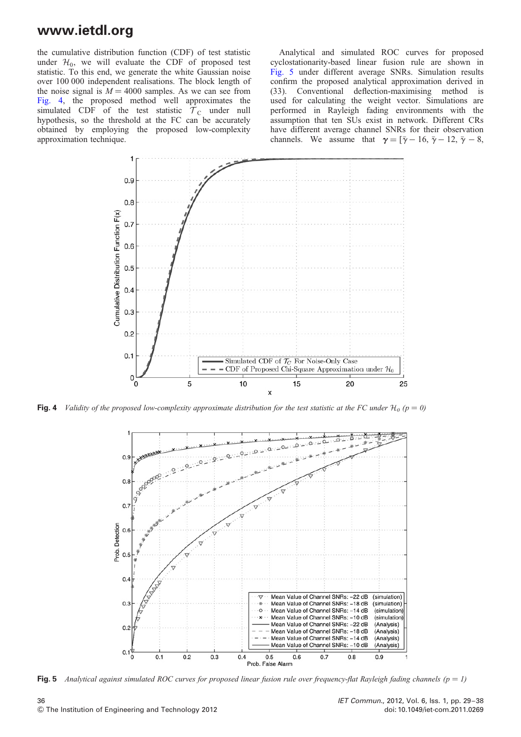the cumulative distribution function (CDF) of test statistic under $\mathcal{H}_0$, we will evaluate the CDF of proposed test statistic. To this end, we generate the white Gaussian noise over 100 000 independent realisations. The block length of the noise signal is $M = 4000$ samples. As we can see from Fig. 4, the proposed method well approximates the simulated CDF of the test statistic $\mathcal{T}_C$ under null hypothesis, so the threshold at the FC can be accurately obtained by employing the proposed low-complexity approximation technique.

Analytical and simulated ROC curves for proposed cyclostationarity-based linear fusion rule are shown in Fig. 5 under different average SNRs. Simulation results confirm the proposed analytical approximation derived in (33). Conventional deflection-maximising method is used for calculating the weight vector. Simulations are performed in Rayleigh fading environments with the assumption that ten SUs exist in network. Different CRs have different average channel SNRs for their observation channels. We assume that $\boldsymbol{\gamma} = [\bar{\gamma} - 16, \bar{\gamma} - 12, \bar{\gamma} - 8,$

Cumulative Distribution Function F(x)

x

0, 0.1, 0.2, 0.3, 0.4, 0.5, 0.6, 0.7, 0.8, 0.9, 1

0, 5, 10, 15, 20, 25

Simulated CDF of $\mathcal{T}_C$ For Noise-Only Case

CDF of Proposed Chi-Square Approximation under $\mathcal{H}_0$

**Fig. 4** *Validity of the proposed low-complexity approximate distribution for the test statistic at the FC under $\mathcal{H}_0$ ($p = 0$)*

Prob. Detection

Prob. False Alarm

0.1, 0.2, 0.3, 0.4, 0.5, 0.6, 0.7, 0.8, 0.9, 1

0, 0.1, 0.2, 0.3, 0.4, 0.5, 0.6, 0.7, 0.8, 0.9, 1

Mean Value of Channel SNRs: −22 dB (simulation)

Mean Value of Channel SNRs: −18 dB (simulation)

Mean Value of Channel SNRs: −14 dB (simulation)

Mean Value of Channel SNRs: −10 dB (simulation)

Mean Value of Channel SNRs: −22 dB (Analysis)

Mean Value of Channel SNRs: −18 dB (Analysis)

Mean Value of Channel SNRs: −14 dB (Analysis)

Mean Value of Channel SNRs: −10 dB (Analysis)

**Fig. 5** *Analytical against simulated ROC curves for proposed linear fusion rule over frequency-flat Rayleigh fading channels ($p = 1$)*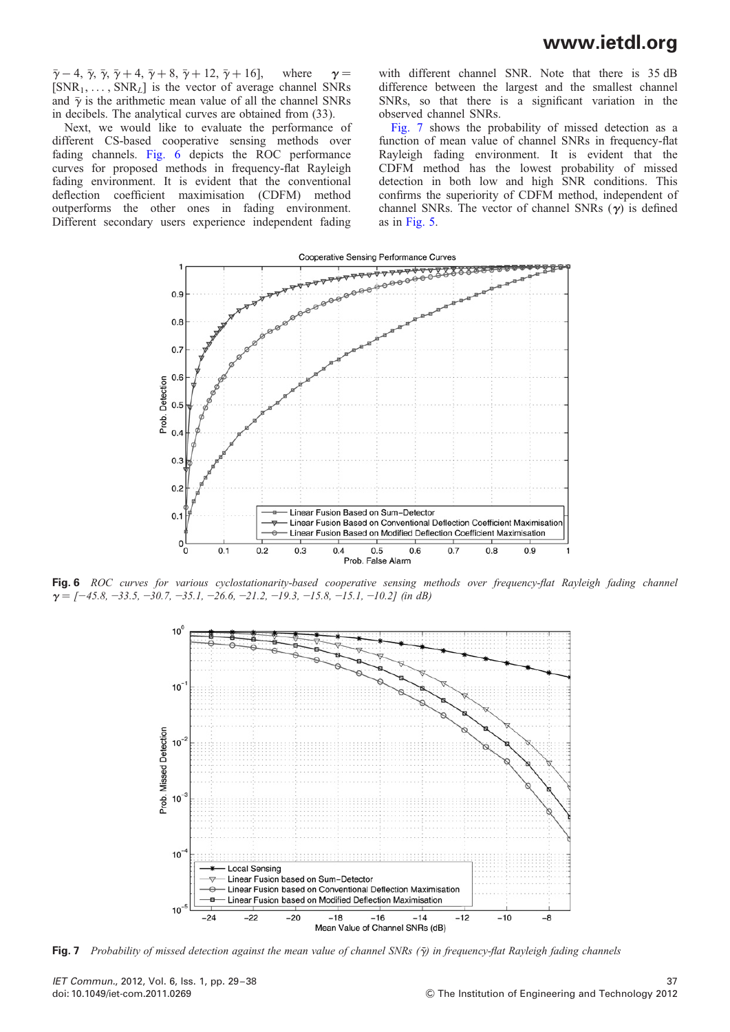$\bar{\gamma} - 4, \bar{\gamma}, \bar{\gamma}, \bar{\gamma} + 4, \bar{\gamma} + 8, \bar{\gamma} + 12, \bar{\gamma} + 16]$, where $\boldsymbol{\gamma} = [\text{SNR}_1, \ldots, \text{SNR}_L]$ is the vector of average channel SNRs and $\bar{\gamma}$ is the arithmetic mean value of all the channel SNRs in decibels. The analytical curves are obtained from (33).

Next, we would like to evaluate the performance of different CS-based cooperative sensing methods over fading channels. Fig. 6 depicts the ROC performance curves for proposed methods in frequency-flat Rayleigh fading environment. It is evident that the conventional deflection coefficient maximisation (CDFM) method outperforms the other ones in fading environment. Different secondary users experience independent fading with different channel SNR. Note that there is 35 dB difference between the largest and the smallest channel SNRs, so that there is a significant variation in the observed channel SNRs.

Fig. 7 shows the probability of missed detection as a function of mean value of channel SNRs in frequency-flat Rayleigh fading environment. It is evident that the CDFM method has the lowest probability of missed detection in both low and high SNR conditions. This confirms the superiority of CDFM method, independent of channel SNRs. The vector of channel SNRs ($\boldsymbol{\gamma}$) is defined as in Fig. 5.

Cooperative Sensing Performance Curves

Prob. Detection

Prob. False Alarm

0, 0.1, 0.2, 0.3, 0.4, 0.5, 0.6, 0.7, 0.8, 0.9, 1

Linear Fusion Based on Sum-Detector

Linear Fusion Based on Conventional Deflection Coefficient Maximisation

Linear Fusion Based on Modified Deflection Coefficient Maximisation

**Fig. 6** *ROC curves for various cyclostationarity-based cooperative sensing methods over frequency-flat Rayleigh fading channel* $\boldsymbol{\gamma} = [-45.8, -33.5, -30.7, -35.1, -26.6, -21.2, -19.3, -15.8, -15.1, -10.2]$ *(in dB)*

Prob. Missed Detection

$10^{0}$, $10^{-1}$, $10^{-2}$, $10^{-3}$, $10^{-4}$, $10^{-5}$

Mean Value of Channel SNRs (dB)

−24, −22, −20, −18, −16, −14, −12, −10, −8

Local Sensing

Linear Fusion based on Sum-Detector

Linear Fusion based on Conventional Deflection Maximisation

Linear Fusion based on Modified Deflection Maximisation

**Fig. 7** *Probability of missed detection against the mean value of channel SNRs ($\bar{\gamma}$) in frequency-flat Rayleigh fading channels*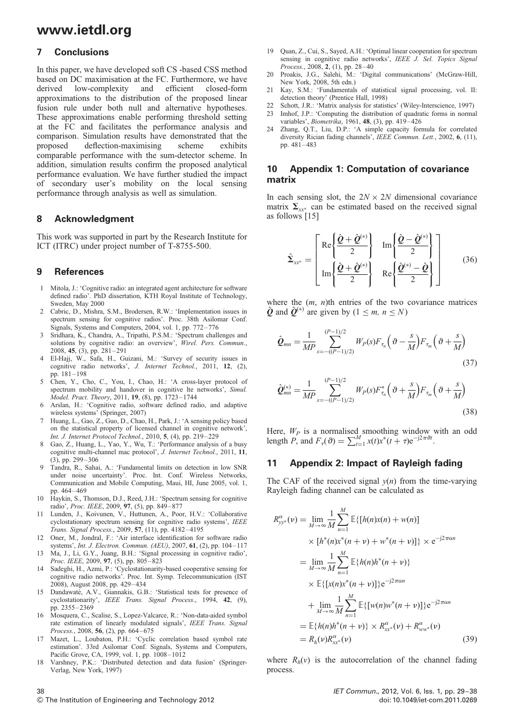## 7 Conclusions

In this paper, we have developed soft CS -based CSS method based on DC maximisation at the FC. Furthermore, we have derived low-complexity and efficient closed-form approximations to the distribution of the proposed linear fusion rule under both null and alternative hypotheses. These approximations enable performing threshold setting at the FC and facilitates the performance analysis and comparison. Simulation results have demonstrated that the proposed deflection-maximising scheme exhibits comparable performance with the sum-detector scheme. In addition, simulation results confirm the proposed analytical performance evaluation. We have further studied the impact of secondary user's mobility on the local sensing performance through analysis as well as simulation.

## 8 Acknowledgment

This work was supported in part by the Research Institute for ICT (ITRC) under project number of T-8755-500.

## 9 References

1. Mitola, J.: 'Cognitive radio: an integrated agent architecture for software defined radio'. PhD dissertation, KTH Royal Institute of Technology, Sweden, May 2000
2. Cabric, D., Mishra, S.M., Brodersen, R.W.: 'Implementation issues in spectrum sensing for cognitive radios'. Proc. 38th Asilomar Conf. Signals, Systems and Computers, 2004, vol. 1, pp. 772–776
3. Sridhara, K., Chandra, A., Tripathi, P.S.M.: 'Spectrum challenges and solutions by cognitive radio: an overview', *Wirel. Pers. Commun.*, 2008, **45**, (3), pp. 281–291
4. El-Hajj, W., Safa, H., Guizani, M.: 'Survey of security issues in cognitive radio networks', *J. Internet Technol.*, 2011, **12**, (2), pp. 181–198
5. Chen, Y., Cho, C., You, I., Chao, H.: 'A cross-layer protocol of spectrum mobility and handover in cognitive lte networks', *Simul. Model. Pract. Theory*, 2011, **19**, (8), pp. 1723–1744
6. Arslan, H.: 'Cognitive radio, software defined radio, and adaptive wireless systems' (Springer, 2007)
7. Huang, L., Gao, Z., Guo, D., Chao, H., Park, J.: 'A sensing policy based on the statistical property of licensed channel in cognitive network', *Int. J. Internet Protocol Technol.*, 2010, **5**, (4), pp. 219–229
8. Gao, Z., Huang, L., Yao, Y., Wu, T.: 'Performance analysis of a busy cognitive multi-channel mac protocol', *J. Internet Technol.*, 2011, **11**, (3), pp. 299–306
9. Tandra, R., Sahai, A.: 'Fundamental limits on detection in low SNR under noise uncertainty'. Proc. Int. Conf. Wireless Networks, Communication and Mobile Computing, Maui, HI, June 2005, vol. 1, pp. 464–469
10. Haykin, S., Thomson, D.J., Reed, J.H.: 'Spectrum sensing for cognitive radio', *Proc. IEEE*, 2009, **97**, (5), pp. 849–877
11. Lunden, J., Koivunen, V., Huttunen, A., Poor, H.V.: 'Collaborative cyclostationary spectrum sensing for cognitive radio systems', *IEEE Trans. Signal Process.*, 2009, **57**, (11), pp. 4182–4195
12. Oner, M., Jondral, F.: 'Air interface identification for software radio systems', *Int. J. Electron. Commun. (AEU)*, 2007, **61**, (2), pp. 104–117
13. Ma, J., Li, G.Y., Juang, B.H.: 'Signal processing in cognitive radio', *Proc. IEEE*, 2009, **97**, (5), pp. 805–823
14. Sadeghi, H., Azmi, P.: 'Cyclostationarity-based cooperative sensing for cognitive radio networks'. Proc. Int. Symp. Telecommunication (IST 2008), August 2008, pp. 429–434
15. Dandawaté, A.V., Giannakis, G.B.: 'Statistical tests for presence of cyclostationarity', *IEEE Trans. Signal Process.*, 1994, **42**, (9), pp. 2355–2369
16. Mosquera, C., Scalise, S., Lopez-Valcarce, R.: 'Non-data-aided symbol rate estimation of linearly modulated signals', *IEEE Trans. Signal Process.*, 2008, **56**, (2), pp. 664–675
17. Mazet, L., Loubaton, P.H.: 'Cyclic correlation based symbol rate estimation'. 33rd Asilomar Conf. Signals, Systems and Computers, Pacific Grove, CA, 1999, vol. 1, pp. 1008–1012
18. Varshney, P.K.: 'Distributed detection and data fusion' (Springer-Verlag, New York, 1997)
19. Quan, Z., Cui, S., Sayed, A.H.: 'Optimal linear cooperation for spectrum sensing in cognitive radio networks', *IEEE J. Sel. Topics Signal Process.*, 2008, **2**, (1), pp. 28–40
20. Proakis, J.G., Salehi, M.: 'Digital communications' (McGraw-Hill, New York, 2008, 5th edn.)
21. Kay, S.M.: 'Fundamentals of statistical signal processing, vol. II: detection theory' (Prentice Hall, 1998)
22. Schott, J.R.: 'Matrix analysis for statistics' (Wiley-Interscience, 1997)
23. Imhof, J.P.: 'Computing the distribution of quadratic forms in normal variables', *Biometrika*, 1961, **48**, (3), pp. 419–426
24. Zhang, Q.T., Liu, D.P.: 'A simple capacity formula for correlated diversity Rician fading channels', *IEEE Commun. Lett.*, 2002, **6**, (11), pp. 481–483

## 10 Appendix 1: Computation of covariance matrix

In each sensing slot, the $2N \times 2N$ dimensional covariance matrix $\boldsymbol{\Sigma}_{xx^*}$ can be estimated based on the received signal as follows [15]

$$\hat{\boldsymbol{\Sigma}}_{xx^*} = \begin{bmatrix} \mathrm{Re}\left\{\dfrac{\hat{\boldsymbol{Q}} + \hat{\boldsymbol{Q}}^{(*)}}{2}\right\} & \mathrm{Im}\left\{\dfrac{\hat{\boldsymbol{Q}} - \hat{\boldsymbol{Q}}^{(*)}}{2}\right\} \\ \mathrm{Im}\left\{\dfrac{\hat{\boldsymbol{Q}} + \hat{\boldsymbol{Q}}^{(*)}}{2}\right\} & \mathrm{Re}\left\{\dfrac{\hat{\boldsymbol{Q}}^{(*)} - \hat{\boldsymbol{Q}}}{2}\right\} \end{bmatrix} \tag{36}$$

where the $(m, n)$th entries of the two covariance matrices $\hat{\boldsymbol{Q}}$ and $\hat{\boldsymbol{Q}}^{(*)}$ are given by $(1 \le m, n \le N)$

$$\hat{\boldsymbol{Q}}_{mn} = \frac{1}{MP}\sum_{s=-((P-1)/2)}^{(P-1)/2} W_P(s) F_{\tau_n}\left(\vartheta - \frac{s}{M}\right) F_{\tau_m}\left(\vartheta + \frac{s}{M}\right) \tag{37}$$

$$\hat{\boldsymbol{Q}}^{(*)}_{mn} = \frac{1}{MP}\sum_{s=-((P-1)/2)}^{(P-1)/2} W_P(s) F^*_{\tau_n}\left(\vartheta + \frac{s}{M}\right) F_{\tau_m}\left(\vartheta + \frac{s}{M}\right) \tag{38}$$

Here, $W_P$ is a normalised smoothing window with an odd length $P$, and $F_\tau(\vartheta) = \sum_{t=1}^{M} x(t)x^*(t+\tau)\mathrm{e}^{-\mathrm{j}2\pi\vartheta t}$.

## 11 Appendix 2: Impact of Rayleigh fading

The CAF of the received signal $y(n)$ from the time-varying Rayleigh fading channel can be calculated as

$$\begin{aligned} R^{\alpha}_{yy^*}(\nu) &= \lim_{M\to\infty}\frac{1}{M}\sum_{n=1}^{M}\mathbb{E}\{[h(n)x(n) + w(n)] \\ &\quad \times [h^*(n)x^*(n+\nu) + w^*(n+\nu)]\} \times \mathrm{e}^{-\mathrm{j}2\pi\alpha n} \\ &= \lim_{M\to\infty}\frac{1}{M}\sum_{n=1}^{M}\mathbb{E}\{h(n)h^*(n+\nu)\} \\ &\quad \times \mathbb{E}\{[x(n)x^*(n+\nu)]\}\mathrm{e}^{-\mathrm{j}2\pi\alpha n} \\ &\quad + \lim_{M\to\infty}\frac{1}{M}\sum_{n=1}^{M}\mathbb{E}\{[w(n)w^*(n+\nu)]\}\mathrm{e}^{-\mathrm{j}2\pi\alpha n} \\ &= \mathbb{E}\{h(n)h^*(n+\nu)\} \times R^{\alpha}_{xx^*}(\nu) + R^{\alpha}_{ww^*}(\nu) \\ &= R_h(\nu)R^{\alpha}_{xx^*}(\nu) \end{aligned} \tag{39}$$

where $R_h(\nu)$ is the autocorrelation of the channel fading process.